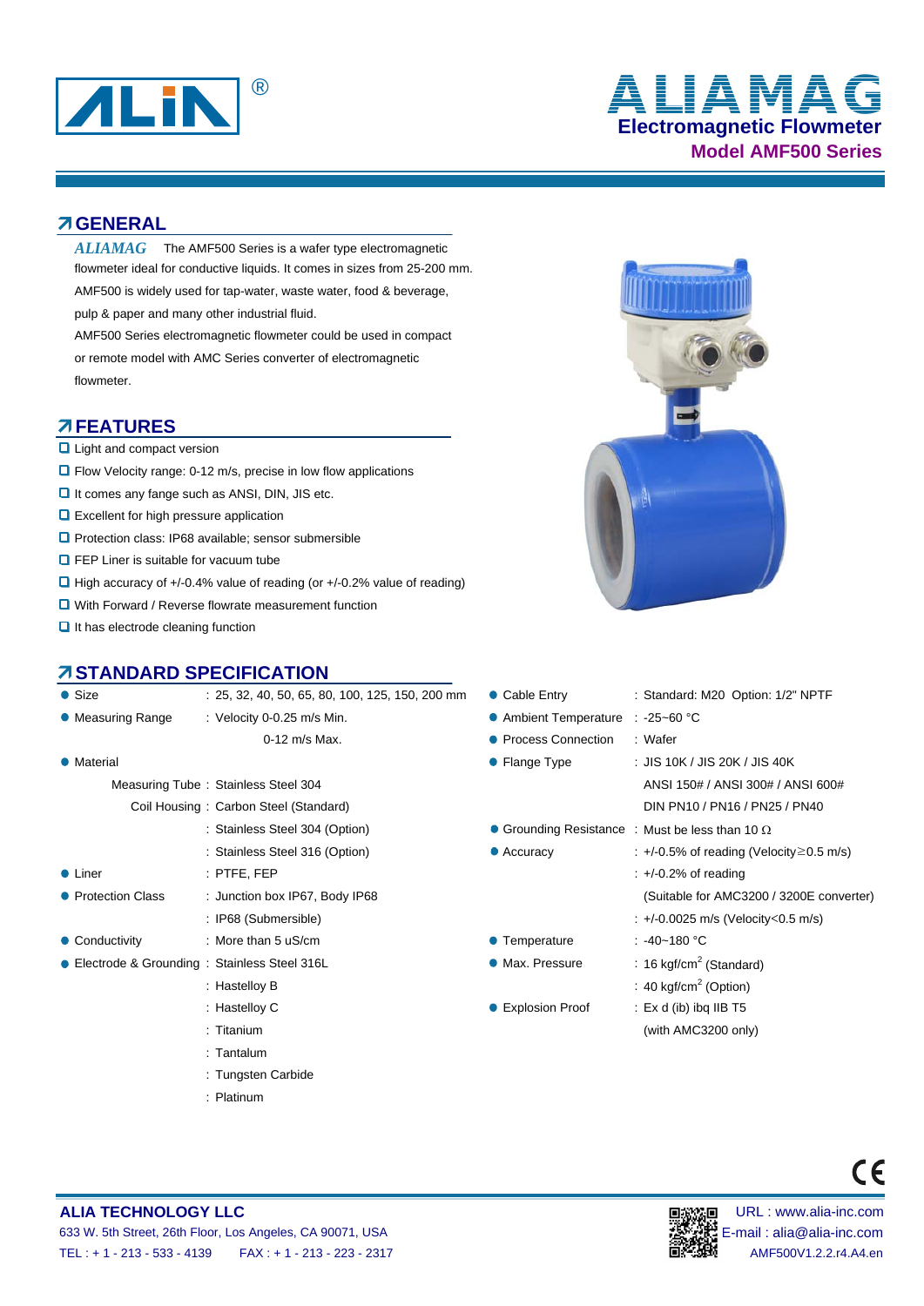# ALIAMAG

## Electromagnetic Flowmeter

### Model AMF500 Series

## GENERAL

*ALIAMAG* The AMF500 Series is a wafer type electromagnetic flowmeter ideal for conductive liquids. It comes in sizes from 25-200 mm. AMF500 is widely used for tap-water, waste water, food & beverage, pulp & paper and many other industrial fluid.

AMF500 Series electromagnetic flowmeter could be used in compact or remote model with AMC Series converter of electromagnetic flowmeter.

## FEATURES

- Light and compact version
- Flow Velocity range: 0-12 m/s, precise in low flow applications
- It comes any fange such as ANSI, DIN, JIS etc.
- Excellent for high pressure application
- Protection class: IP68 available; sensor submersible
- FEP Liner is suitable for vacuum tube
- High accuracy of +/-0.4% value of reading (or +/-0.2% value of reading)
- With Forward / Reverse flowrate measurement function
- It has electrode cleaning function

## STANDARD SPECIFICATION

- **Size** : 25, 32, 40, 50, 65, 80, 100, 125, 150, 200 mm
- **Measuring Range** : Velocity 0-0.25 m/s Min.
  0-12 m/s Max.
- **Material**
  - Measuring Tube : Stainless Steel 304
  - Coil Housing : Carbon Steel (Standard)
    : Stainless Steel 304 (Option)
    : Stainless Steel 316 (Option)
- **Liner** : PTFE, FEP
- **Protection Class** : Junction box IP67, Body IP68
  : IP68 (Submersible)
- **Conductivity** : More than 5 uS/cm
- **Electrode & Grounding** : Stainless Steel 316L
  : Hastelloy B
  : Hastelloy C
  : Titanium
  : Tantalum
  : Tungsten Carbide
  : Platinum
- **Cable Entry** : Standard: M20 Option: 1/2" NPTF
- **Ambient Temperature** : -25~60 °C
- **Process Connection** : Wafer
- **Flange Type** : JIS 10K / JIS 20K / JIS 40K
  ANSI 150# / ANSI 300# / ANSI 600#
  DIN PN10 / PN16 / PN25 / PN40
- **Grounding Resistance** : Must be less than 10 Ω
- **Accuracy** : +/-0.5% of reading (Velocity≥0.5 m/s)
  : +/-0.2% of reading
  (Suitable for AMC3200 / 3200E converter)
  : +/-0.0025 m/s (Velocity<0.5 m/s)
- **Temperature** : -40~180 °C
- **Max. Pressure** : 16 kgf/cm$^2$ (Standard)
  : 40 kgf/cm$^2$ (Option)
- **Explosion Proof** : Ex d (ib) ibq IIB T5
  (with AMC3200 only)

**ALIA TECHNOLOGY LLC**
633 W. 5th Street, 26th Floor, Los Angeles, CA 90071, USA
TEL : + 1 - 213 - 533 - 4139 FAX : + 1 - 213 - 223 - 2317

URL : www.alia-inc.com
E-mail : alia@alia-inc.com
AMF500V1.2.2.r4.A4.en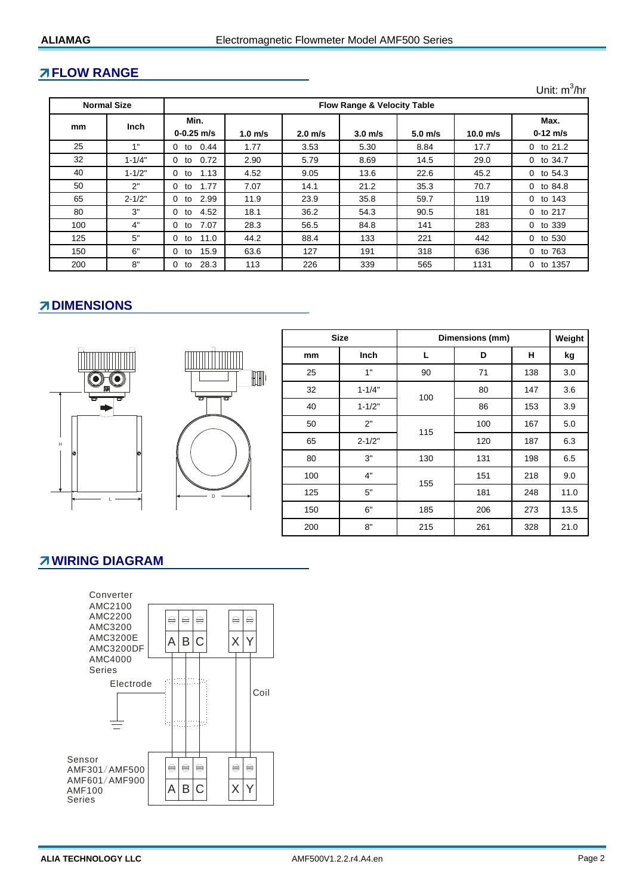## FLOW RANGE

Unit: $m^3/hr$

| Normal Size | | Flow Range & Velocity Table | | | | | | |
|---|---|---|---|---|---|---|---|---|
| mm | Inch | Min. 0-0.25 m/s | 1.0 m/s | 2.0 m/s | 3.0 m/s | 5.0 m/s | 10.0 m/s | Max. 0-12 m/s |
| 25 | 1" | 0 to 0.44 | 1.77 | 3.53 | 5.30 | 8.84 | 17.7 | 0 to 21.2 |
| 32 | 1-1/4" | 0 to 0.72 | 2.90 | 5.79 | 8.69 | 14.5 | 29.0 | 0 to 34.7 |
| 40 | 1-1/2" | 0 to 1.13 | 4.52 | 9.05 | 13.6 | 22.6 | 45.2 | 0 to 54.3 |
| 50 | 2" | 0 to 1.77 | 7.07 | 14.1 | 21.2 | 35.3 | 70.7 | 0 to 84.8 |
| 65 | 2-1/2" | 0 to 2.99 | 11.9 | 23.9 | 35.8 | 59.7 | 119 | 0 to 143 |
| 80 | 3" | 0 to 4.52 | 18.1 | 36.2 | 54.3 | 90.5 | 181 | 0 to 217 |
| 100 | 4" | 0 to 7.07 | 28.3 | 56.5 | 84.8 | 141 | 283 | 0 to 339 |
| 125 | 5" | 0 to 11.0 | 44.2 | 88.4 | 133 | 221 | 442 | 0 to 530 |
| 150 | 6" | 0 to 15.9 | 63.6 | 127 | 191 | 318 | 636 | 0 to 763 |
| 200 | 8" | 0 to 28.3 | 113 | 226 | 339 | 565 | 1131 | 0 to 1357 |

## DIMENSIONS

H

L

D

| Size | | Dimensions (mm) | | | Weight |
|---|---|---|---|---|---|
| mm | Inch | L | D | H | kg |
| 25 | 1" | 90 | 71 | 138 | 3.0 |
| 32 | 1-1/4" | 100 | 80 | 147 | 3.6 |
| 40 | 1-1/2" | 100 | 86 | 153 | 3.9 |
| 50 | 2" | 115 | 100 | 167 | 5.0 |
| 65 | 2-1/2" | 115 | 120 | 187 | 6.3 |
| 80 | 3" | 130 | 131 | 198 | 6.5 |
| 100 | 4" | 155 | 151 | 218 | 9.0 |
| 125 | 5" | 155 | 181 | 248 | 11.0 |
| 150 | 6" | 185 | 206 | 273 | 13.5 |
| 200 | 8" | 215 | 261 | 328 | 21.0 |

## WIRING DIAGRAM

Converter
AMC2100
AMC2200
AMC3200
AMC3200E
AMC3200DF
AMC4000
Series

A B C X Y

Electrode

Coil

Sensor
AMF301/AMF500
AMF601/AMF900
AMF100
Series

A B C X Y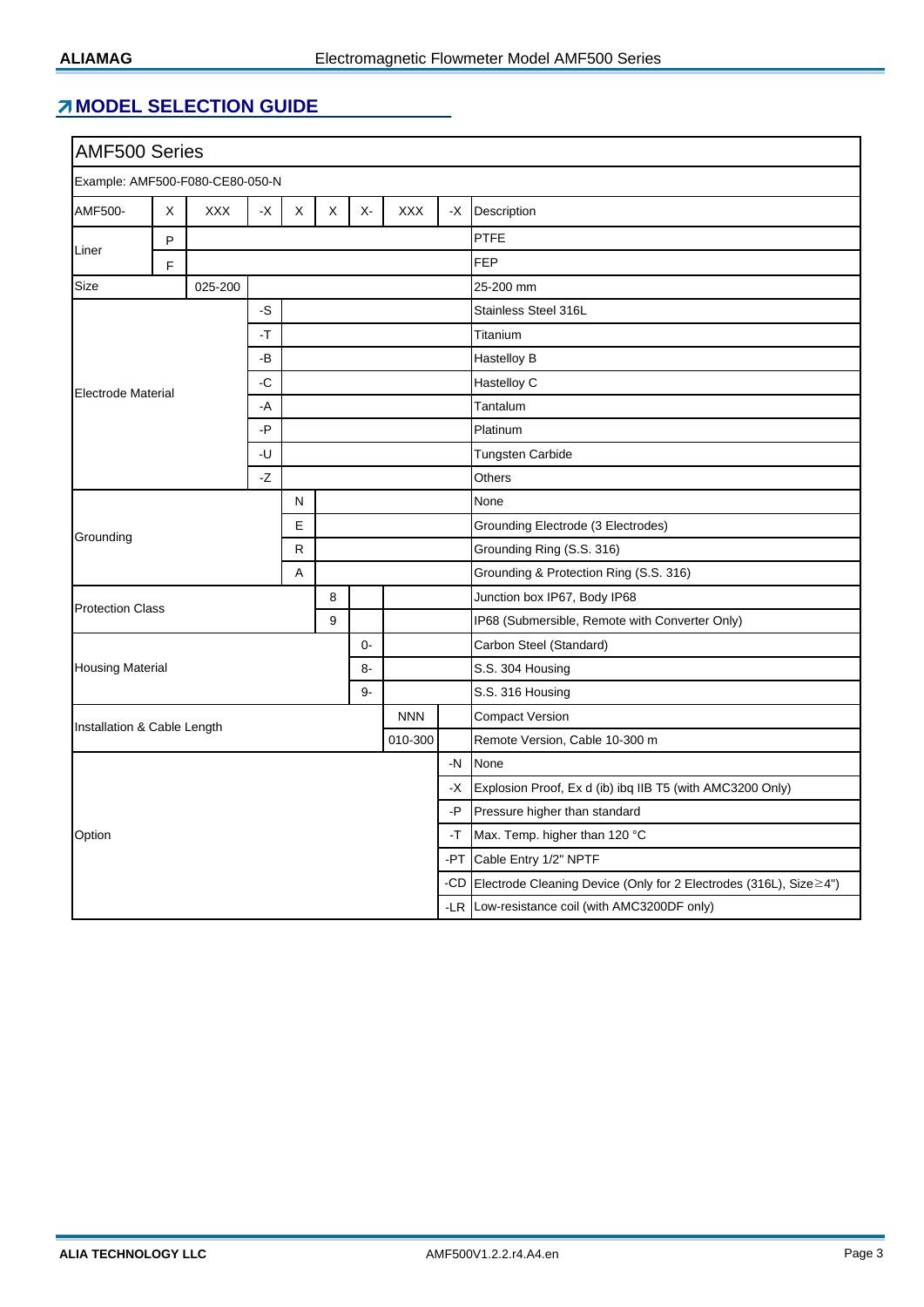## MODEL SELECTION GUIDE

| AMF500 Series | | | | | | | | | | |
|---|---|---|---|---|---|---|---|---|---|---|
| Example: AMF500-F080-CE80-050-N | | | | | | | | | | |
| AMF500- | X | XXX | -X | X | X | X- | XXX | -X | Description |
| Liner | P | | | | | | | | PTFE |
| | F | | | | | | | | FEP |
| Size | | 025-200 | | | | | | | 25-200 mm |
| Electrode Material | | | -S | | | | | | Stainless Steel 316L |
| | | | -T | | | | | | Titanium |
| | | | -B | | | | | | Hastelloy B |
| | | | -C | | | | | | Hastelloy C |
| | | | -A | | | | | | Tantalum |
| | | | -P | | | | | | Platinum |
| | | | -U | | | | | | Tungsten Carbide |
| | | | -Z | | | | | | Others |
| Grounding | | | | N | | | | | None |
| | | | | E | | | | | Grounding Electrode (3 Electrodes) |
| | | | | R | | | | | Grounding Ring (S.S. 316) |
| | | | | A | | | | | Grounding & Protection Ring (S.S. 316) |
| Protection Class | | | | | 8 | | | | Junction box IP67, Body IP68 |
| | | | | | 9 | | | | IP68 (Submersible, Remote with Converter Only) |
| Housing Material | | | | | | 0- | | | Carbon Steel (Standard) |
| | | | | | | 8- | | | S.S. 304 Housing |
| | | | | | | 9- | | | S.S. 316 Housing |
| Installation & Cable Length | | | | | | | NNN | | Compact Version |
| | | | | | | | 010-300 | | Remote Version, Cable 10-300 m |
| Option | | | | | | | | -N | None |
| | | | | | | | | -X | Explosion Proof, Ex d (ib) ibq IIB T5 (with AMC3200 Only) |
| | | | | | | | | -P | Pressure higher than standard |
| | | | | | | | | -T | Max. Temp. higher than 120 °C |
| | | | | | | | | -PT | Cable Entry 1/2" NPTF |
| | | | | | | | | -CD | Electrode Cleaning Device (Only for 2 Electrodes (316L), Size≥4") |
| | | | | | | | | -LR | Low-resistance coil (with AMC3200DF only) |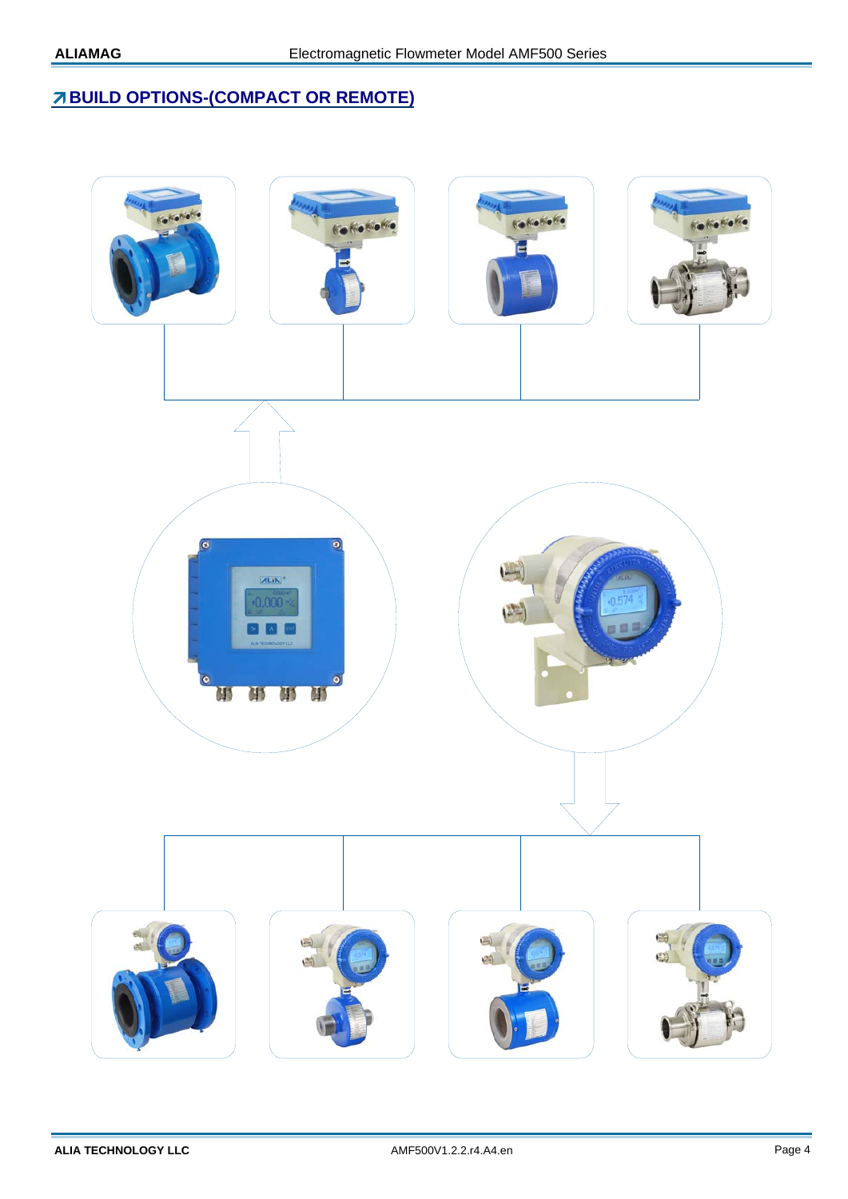## ↗ BUILD OPTIONS-(COMPACT OR REMOTE)